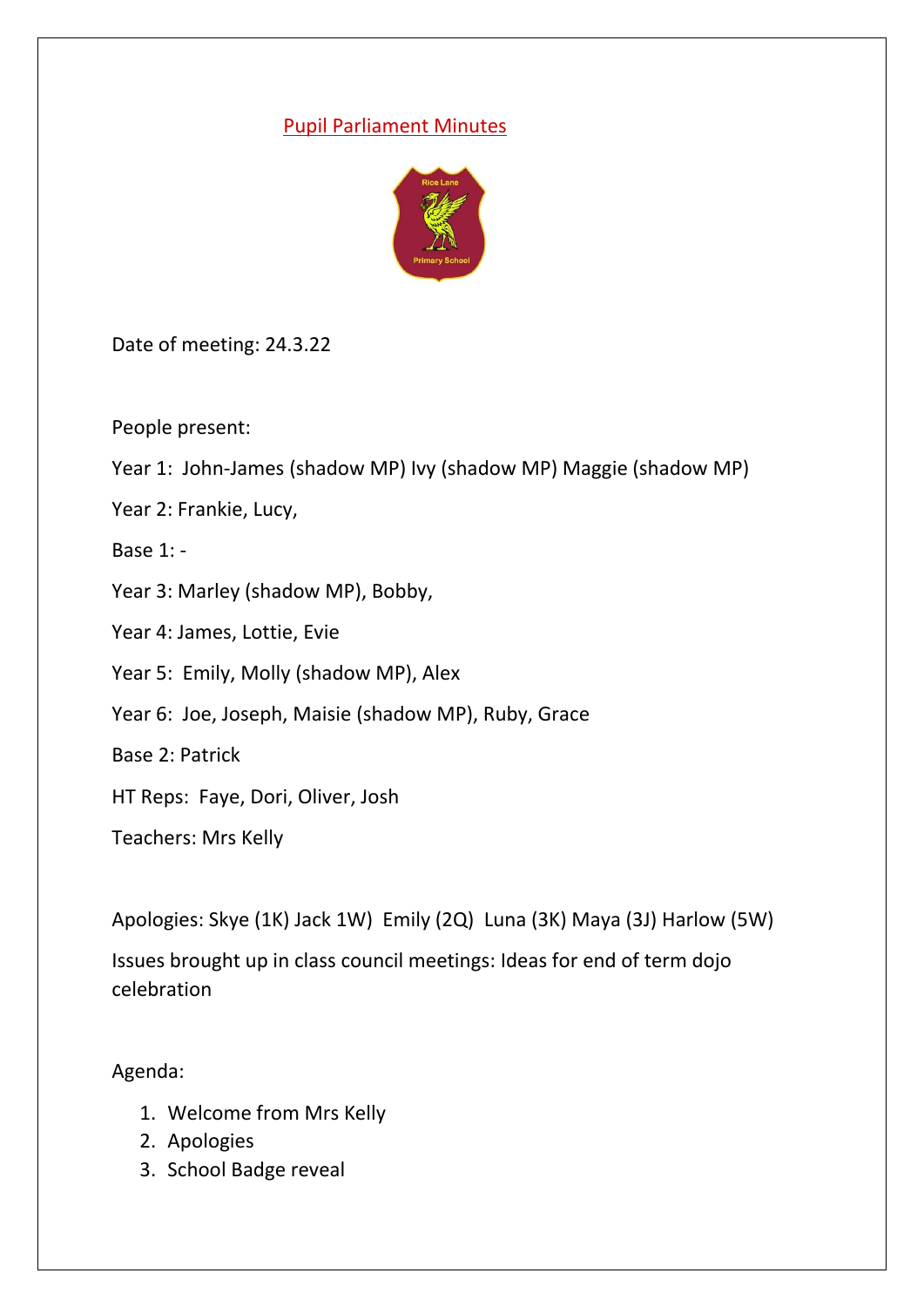# Pupil Parliament Minutes

Date of meeting: 24.3.22

People present:

Year 1: John-James (shadow MP) Ivy (shadow MP) Maggie (shadow MP)

Year 2: Frankie, Lucy,

Base 1: -

Year 3: Marley (shadow MP), Bobby,

Year 4: James, Lottie, Evie

Year 5: Emily, Molly (shadow MP), Alex

Year 6: Joe, Joseph, Maisie (shadow MP), Ruby, Grace

Base 2: Patrick

HT Reps: Faye, Dori, Oliver, Josh

Teachers: Mrs Kelly

Apologies: Skye (1K) Jack 1W) Emily (2Q) Luna (3K) Maya (3J) Harlow (5W)

Issues brought up in class council meetings: Ideas for end of term dojo celebration

Agenda:

1. Welcome from Mrs Kelly
2. Apologies
3. School Badge reveal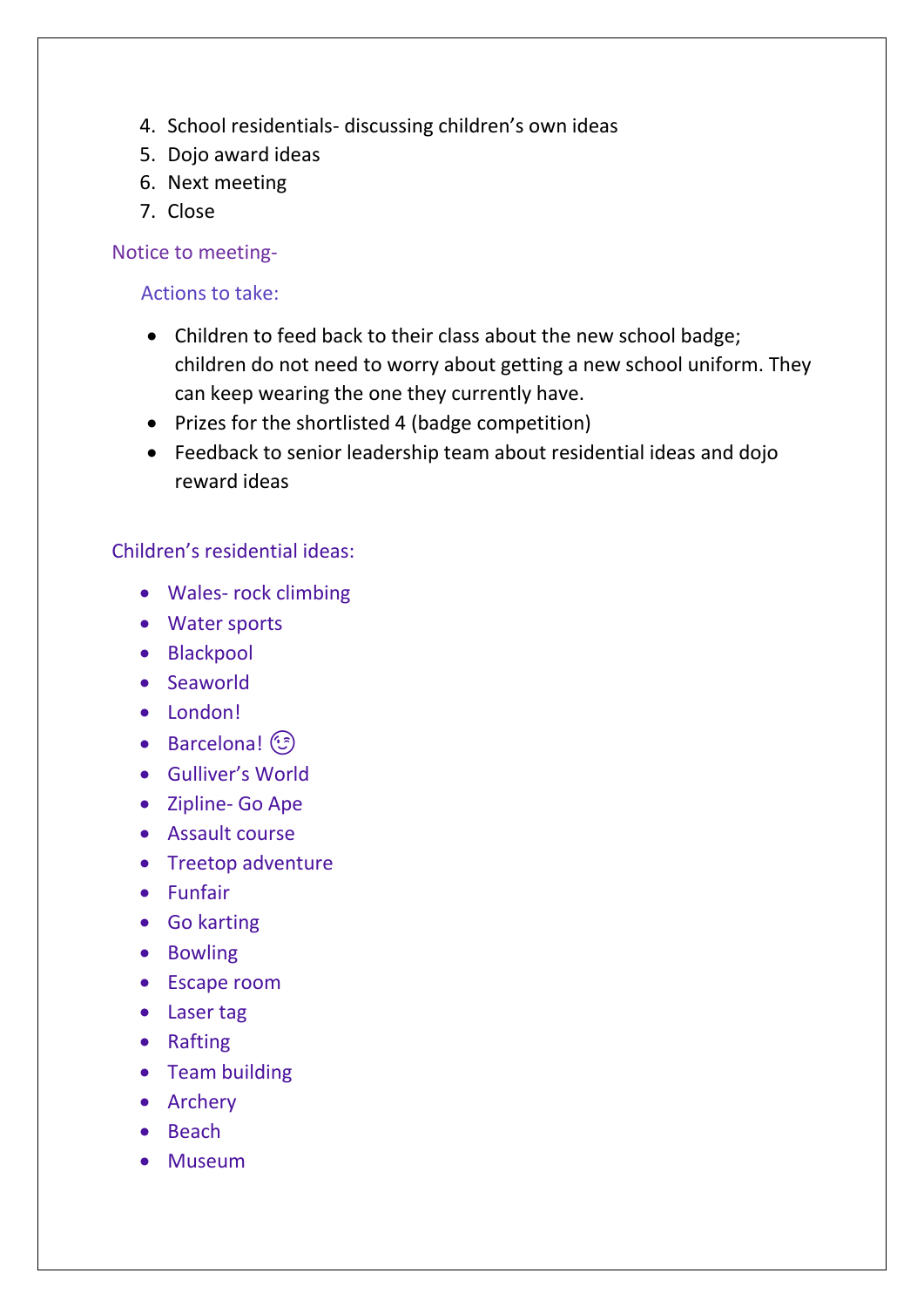4. School residentials- discussing children's own ideas
5. Dojo award ideas
6. Next meeting
7. Close

Notice to meeting-

Actions to take:

- Children to feed back to their class about the new school badge; children do not need to worry about getting a new school uniform. They can keep wearing the one they currently have.
- Prizes for the shortlisted 4 (badge competition)
- Feedback to senior leadership team about residential ideas and dojo reward ideas

Children's residential ideas:

- Wales- rock climbing
- Water sports
- Blackpool
- Seaworld
- London!
- Barcelona! 😉
- Gulliver's World
- Zipline- Go Ape
- Assault course
- Treetop adventure
- Funfair
- Go karting
- Bowling
- Escape room
- Laser tag
- Rafting
- Team building
- Archery
- Beach
- Museum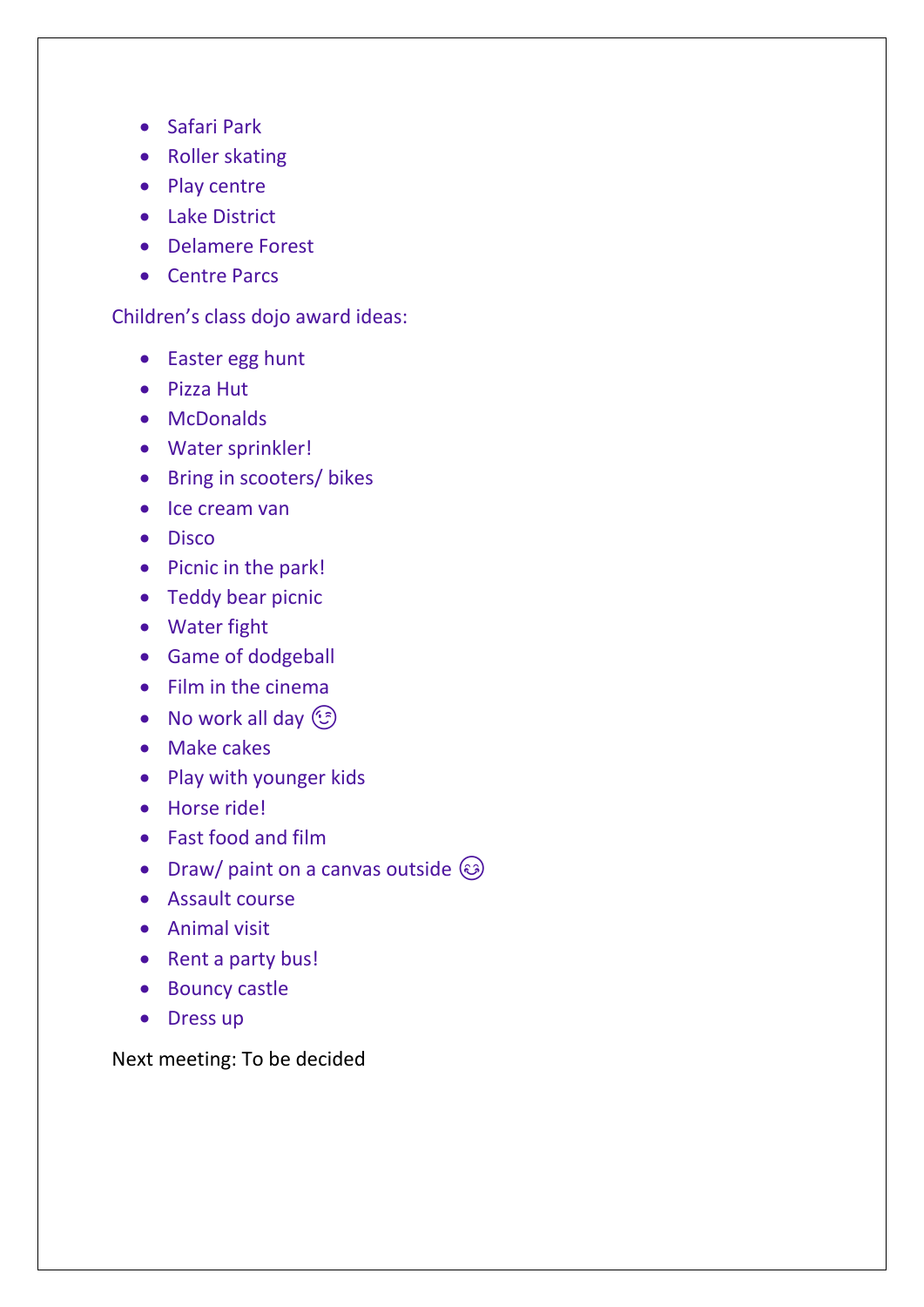- Safari Park
- Roller skating
- Play centre
- Lake District
- Delamere Forest
- Centre Parcs

Children's class dojo award ideas:

- Easter egg hunt
- Pizza Hut
- McDonalds
- Water sprinkler!
- Bring in scooters/ bikes
- Ice cream van
- Disco
- Picnic in the park!
- Teddy bear picnic
- Water fight
- Game of dodgeball
- Film in the cinema
- No work all day 😉
- Make cakes
- Play with younger kids
- Horse ride!
- Fast food and film
- Draw/ paint on a canvas outside 😊
- Assault course
- Animal visit
- Rent a party bus!
- Bouncy castle
- Dress up

Next meeting: To be decided